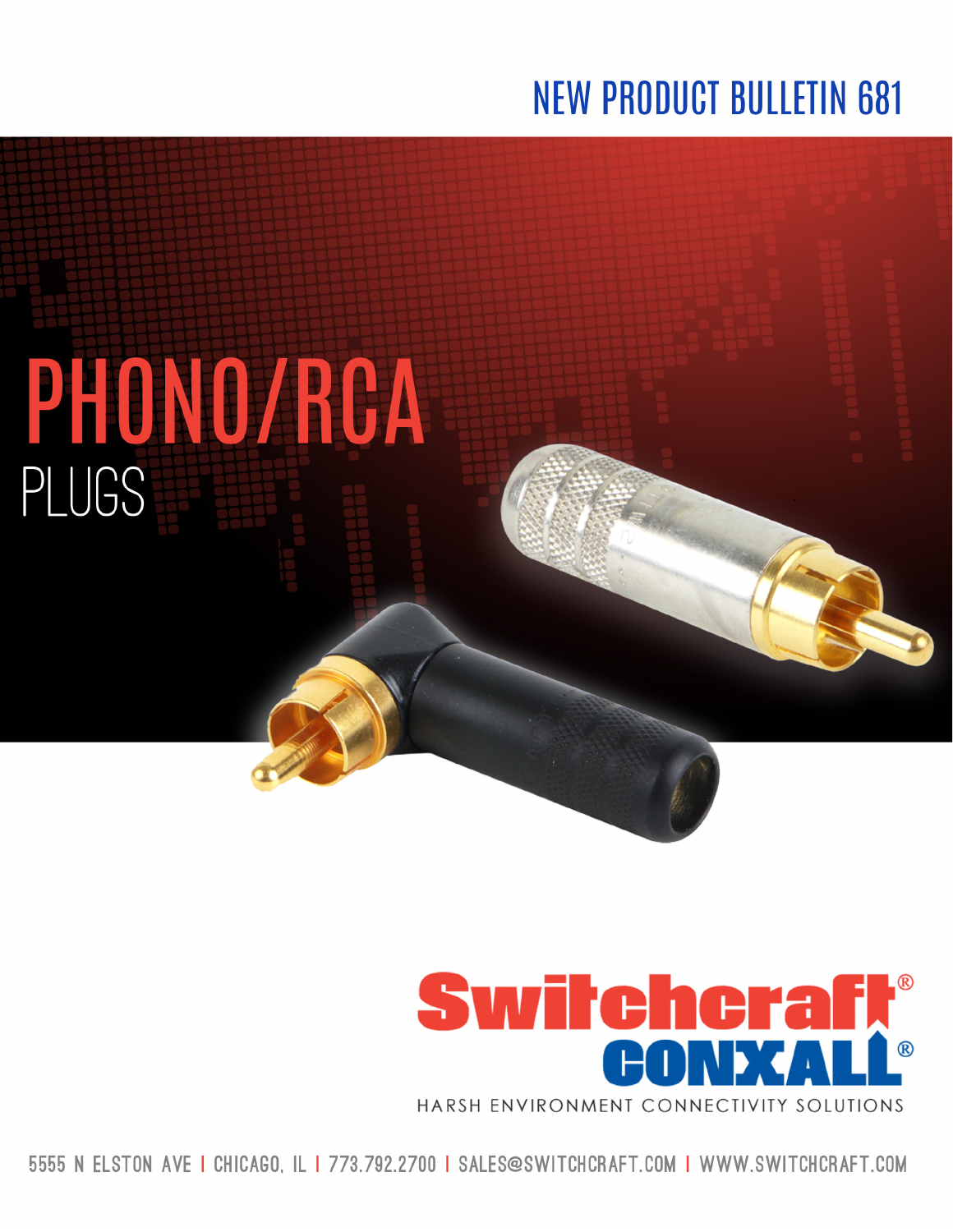NEW PRODUCT BULLETIN 681

# PHONO/RCA

## PLUGS

Switchcraft®
CONXALL®
HARSH ENVIRONMENT CONNECTIVITY SOLUTIONS

5555 N ELSTON AVE | CHICAGO, IL | 773.792.2700 | SALES@SWITCHCRAFT.COM | WWW.SWITCHCRAFT.COM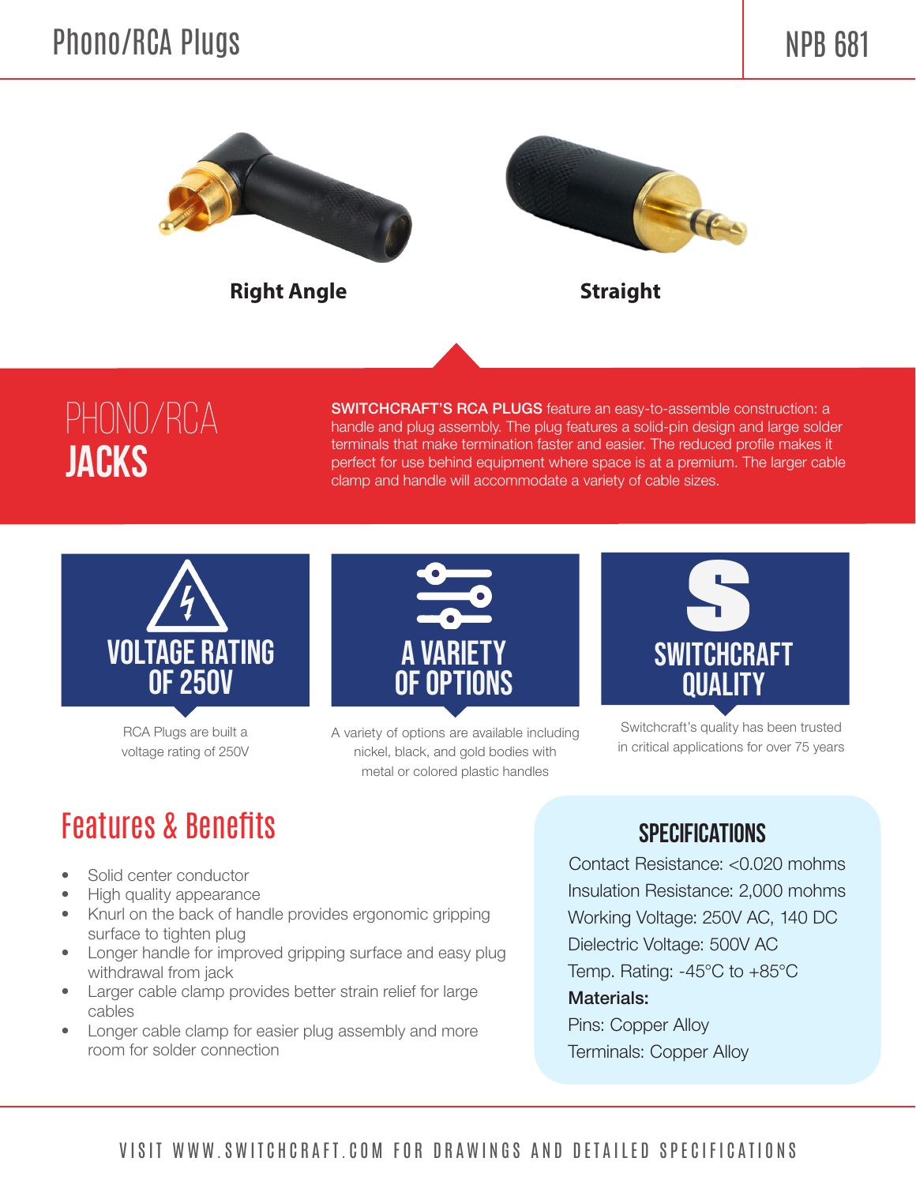# Phono/RCA Plugs

NPB 681

**Right Angle**

**Straight**

## PHONO/RCA JACKS

**SWITCHCRAFT'S RCA PLUGS** feature an easy-to-assemble construction: a handle and plug assembly. The plug features a solid-pin design and large solder terminals that make termination faster and easier. The reduced profile makes it perfect for use behind equipment where space is at a premium. The larger cable clamp and handle will accommodate a variety of cable sizes.

### VOLTAGE RATING OF 250V

RCA Plugs are built a voltage rating of 250V

### A VARIETY OF OPTIONS

A variety of options are available including nickel, black, and gold bodies with metal or colored plastic handles

### SWITCHCRAFT QUALITY

Switchcraft's quality has been trusted in critical applications for over 75 years

## Features & Benefits

- Solid center conductor
- High quality appearance
- Knurl on the back of handle provides ergonomic gripping surface to tighten plug
- Longer handle for improved gripping surface and easy plug withdrawal from jack
- Larger cable clamp provides better strain relief for large cables
- Longer cable clamp for easier plug assembly and more room for solder connection

## SPECIFICATIONS

Contact Resistance: <0.020 mohms

Insulation Resistance: 2,000 mohms

Working Voltage: 250V AC, 140 DC

Dielectric Voltage: 500V AC

Temp. Rating: -45°C to +85°C

**Materials:**

Pins: Copper Alloy

Terminals: Copper Alloy

VISIT WWW.SWITCHCRAFT.COM FOR DRAWINGS AND DETAILED SPECIFICATIONS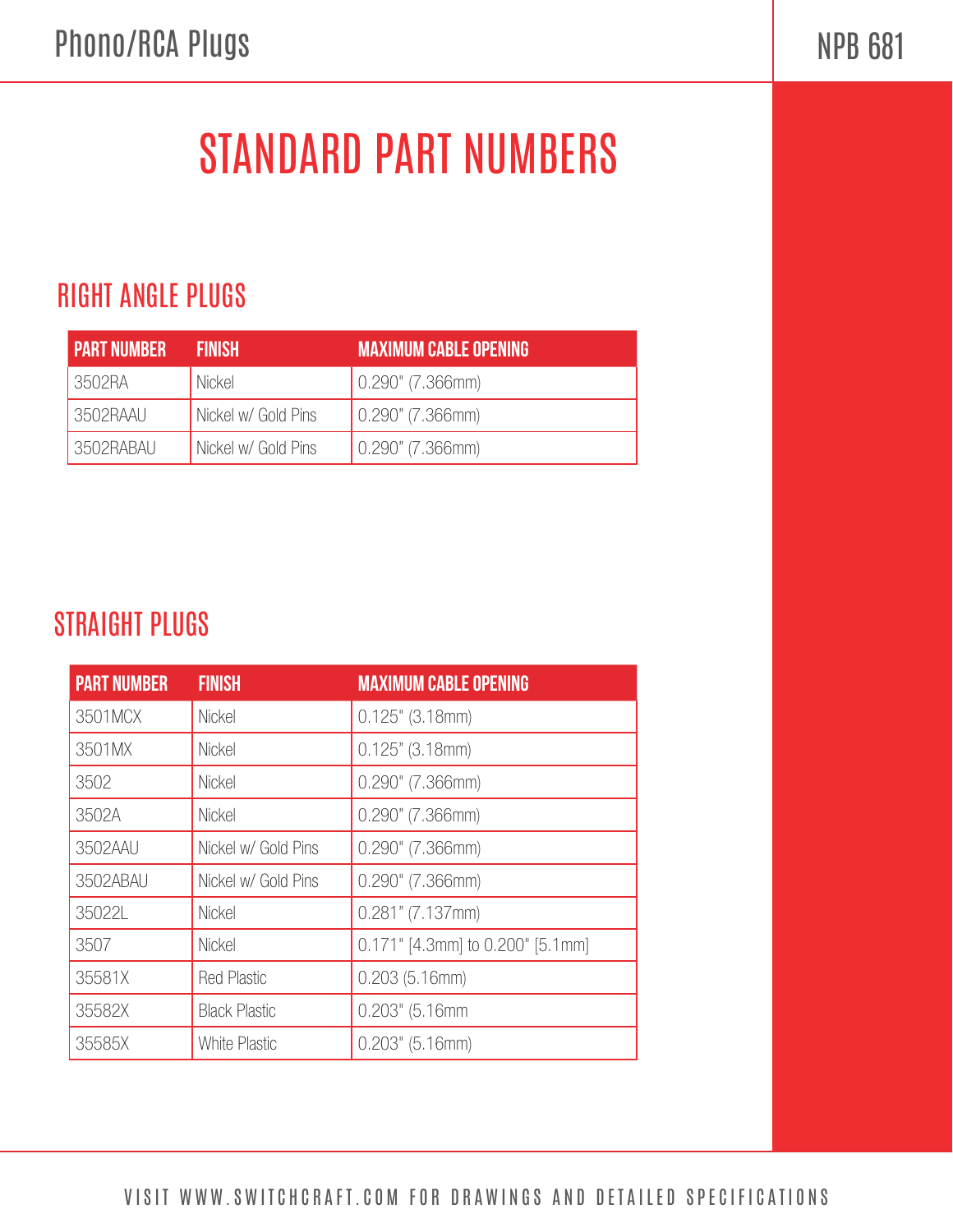# STANDARD PART NUMBERS

## RIGHT ANGLE PLUGS

| PART NUMBER | FINISH | MAXIMUM CABLE OPENING |
|---|---|---|
| 3502RA | Nickel | 0.290" (7.366mm) |
| 3502RAAU | Nickel w/ Gold Pins | 0.290" (7.366mm) |
| 3502RABAU | Nickel w/ Gold Pins | 0.290" (7.366mm) |

## STRAIGHT PLUGS

| PART NUMBER | FINISH | MAXIMUM CABLE OPENING |
|---|---|---|
| 3501MCX | Nickel | 0.125" (3.18mm) |
| 3501MX | Nickel | 0.125" (3.18mm) |
| 3502 | Nickel | 0.290" (7.366mm) |
| 3502A | Nickel | 0.290" (7.366mm) |
| 3502AAU | Nickel w/ Gold Pins | 0.290" (7.366mm) |
| 3502ABAU | Nickel w/ Gold Pins | 0.290" (7.366mm) |
| 35022L | Nickel | 0.281" (7.137mm) |
| 3507 | Nickel | 0.171" [4.3mm] to 0.200" [5.1mm] |
| 35581X | Red Plastic | 0.203 (5.16mm) |
| 35582X | Black Plastic | 0.203" (5.16mm |
| 35585X | White Plastic | 0.203" (5.16mm) |

VISIT WWW.SWITCHCRAFT.COM FOR DRAWINGS AND DETAILED SPECIFICATIONS